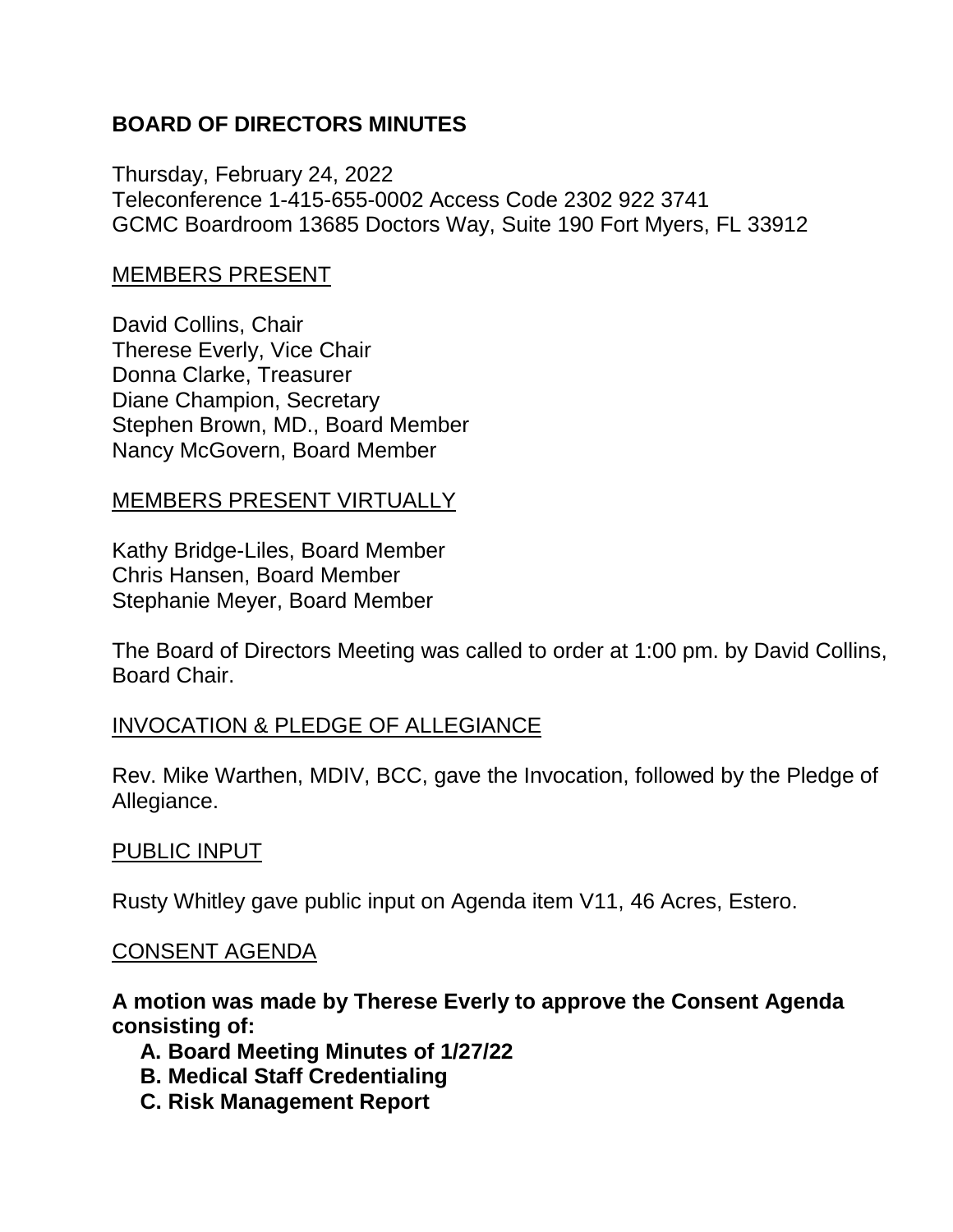# BOARD OF DIRECTORS MINUTES

Thursday, February 24, 2022
Teleconference 1-415-655-0002 Access Code 2302 922 3741
GCMC Boardroom 13685 Doctors Way, Suite 190 Fort Myers, FL 33912

## MEMBERS PRESENT

David Collins, Chair
Therese Everly, Vice Chair
Donna Clarke, Treasurer
Diane Champion, Secretary
Stephen Brown, MD., Board Member
Nancy McGovern, Board Member

## MEMBERS PRESENT VIRTUALLY

Kathy Bridge-Liles, Board Member
Chris Hansen, Board Member
Stephanie Meyer, Board Member

The Board of Directors Meeting was called to order at 1:00 pm. by David Collins, Board Chair.

## INVOCATION & PLEDGE OF ALLEGIANCE

Rev. Mike Warthen, MDIV, BCC, gave the Invocation, followed by the Pledge of Allegiance.

## PUBLIC INPUT

Rusty Whitley gave public input on Agenda item V11, 46 Acres, Estero.

## CONSENT AGENDA

**A motion was made by Therese Everly to approve the Consent Agenda consisting of:**

**A. Board Meeting Minutes of 1/27/22**
**B. Medical Staff Credentialing**
**C. Risk Management Report**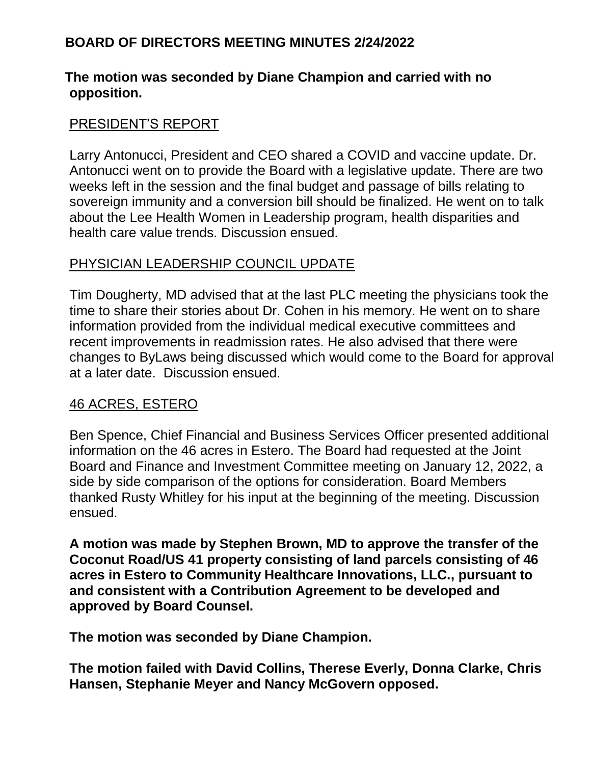**The motion was seconded by Diane Champion and carried with no opposition.**

PRESIDENT'S REPORT

Larry Antonucci, President and CEO shared a COVID and vaccine update. Dr. Antonucci went on to provide the Board with a legislative update. There are two weeks left in the session and the final budget and passage of bills relating to sovereign immunity and a conversion bill should be finalized. He went on to talk about the Lee Health Women in Leadership program, health disparities and health care value trends. Discussion ensued.

PHYSICIAN LEADERSHIP COUNCIL UPDATE

Tim Dougherty, MD advised that at the last PLC meeting the physicians took the time to share their stories about Dr. Cohen in his memory. He went on to share information provided from the individual medical executive committees and recent improvements in readmission rates. He also advised that there were changes to ByLaws being discussed which would come to the Board for approval at a later date. Discussion ensued.

46 ACRES, ESTERO

Ben Spence, Chief Financial and Business Services Officer presented additional information on the 46 acres in Estero. The Board had requested at the Joint Board and Finance and Investment Committee meeting on January 12, 2022, a side by side comparison of the options for consideration. Board Members thanked Rusty Whitley for his input at the beginning of the meeting. Discussion ensued.

**A motion was made by Stephen Brown, MD to approve the transfer of the Coconut Road/US 41 property consisting of land parcels consisting of 46 acres in Estero to Community Healthcare Innovations, LLC., pursuant to and consistent with a Contribution Agreement to be developed and approved by Board Counsel.**

**The motion was seconded by Diane Champion.**

**The motion failed with David Collins, Therese Everly, Donna Clarke, Chris Hansen, Stephanie Meyer and Nancy McGovern opposed.**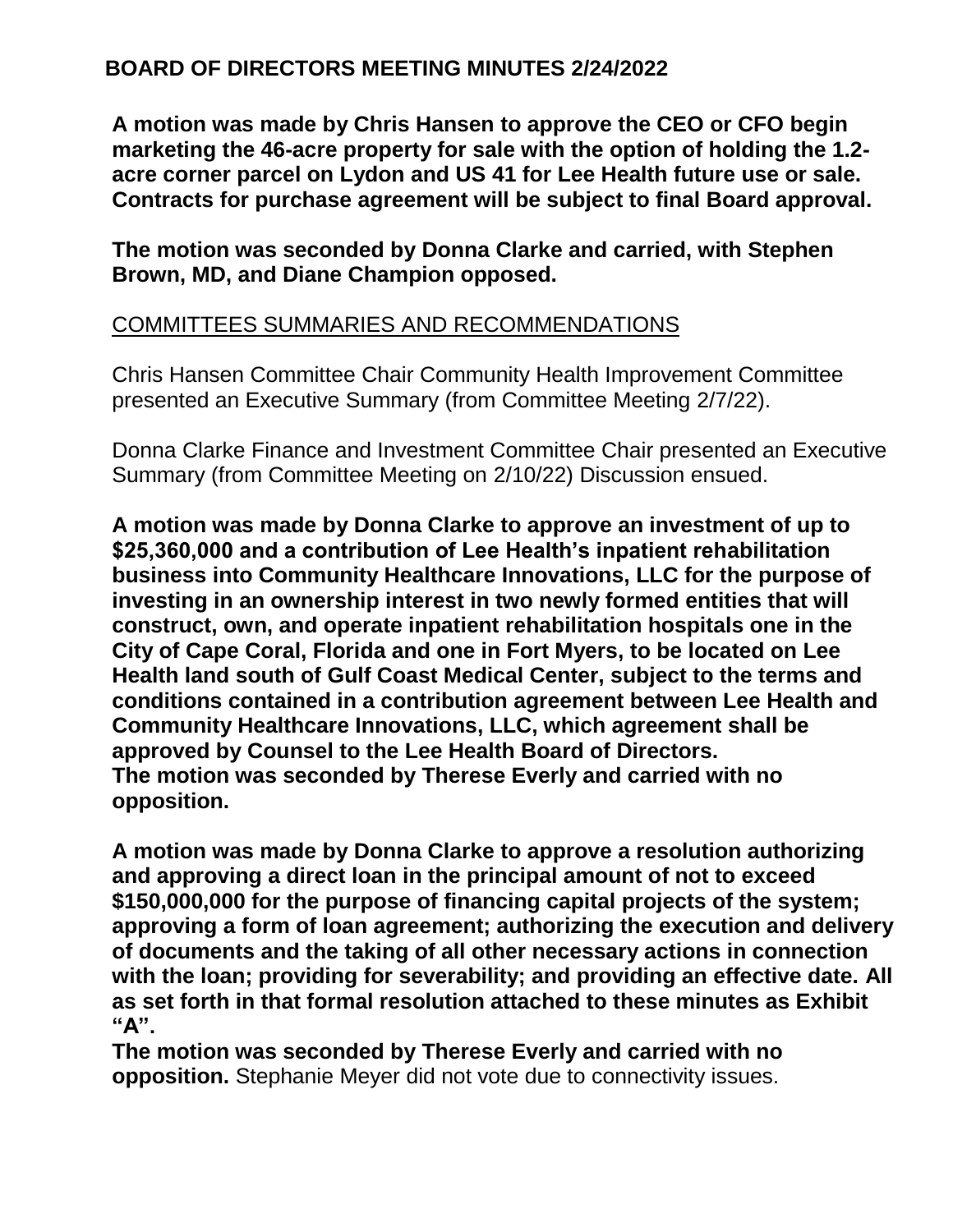## BOARD OF DIRECTORS MEETING MINUTES 2/24/2022

**A motion was made by Chris Hansen to approve the CEO or CFO begin marketing the 46-acre property for sale with the option of holding the 1.2-acre corner parcel on Lydon and US 41 for Lee Health future use or sale. Contracts for purchase agreement will be subject to final Board approval.**

**The motion was seconded by Donna Clarke and carried, with Stephen Brown, MD, and Diane Champion opposed.**

<u>COMMITTEES SUMMARIES AND RECOMMENDATIONS</u>

Chris Hansen Committee Chair Community Health Improvement Committee presented an Executive Summary (from Committee Meeting 2/7/22).

Donna Clarke Finance and Investment Committee Chair presented an Executive Summary (from Committee Meeting on 2/10/22) Discussion ensued.

**A motion was made by Donna Clarke to approve an investment of up to $25,360,000 and a contribution of Lee Health's inpatient rehabilitation business into Community Healthcare Innovations, LLC for the purpose of investing in an ownership interest in two newly formed entities that will construct, own, and operate inpatient rehabilitation hospitals one in the City of Cape Coral, Florida and one in Fort Myers, to be located on Lee Health land south of Gulf Coast Medical Center, subject to the terms and conditions contained in a contribution agreement between Lee Health and Community Healthcare Innovations, LLC, which agreement shall be approved by Counsel to the Lee Health Board of Directors.**
**The motion was seconded by Therese Everly and carried with no opposition.**

**A motion was made by Donna Clarke to approve a resolution authorizing and approving a direct loan in the principal amount of not to exceed $150,000,000 for the purpose of financing capital projects of the system; approving a form of loan agreement; authorizing the execution and delivery of documents and the taking of all other necessary actions in connection with the loan; providing for severability; and providing an effective date. All as set forth in that formal resolution attached to these minutes as Exhibit "A".**
**The motion was seconded by Therese Everly and carried with no opposition.** Stephanie Meyer did not vote due to connectivity issues.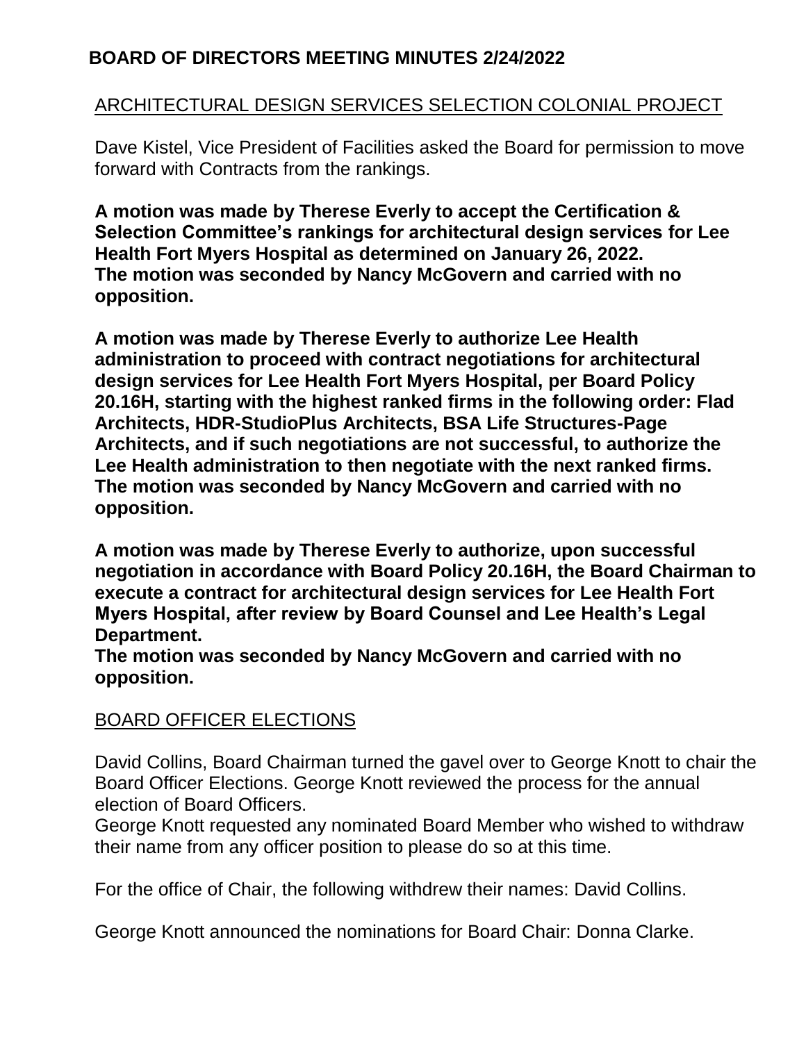## BOARD OF DIRECTORS MEETING MINUTES 2/24/2022

### ARCHITECTURAL DESIGN SERVICES SELECTION COLONIAL PROJECT

Dave Kistel, Vice President of Facilities asked the Board for permission to move forward with Contracts from the rankings.

**A motion was made by Therese Everly to accept the Certification & Selection Committee's rankings for architectural design services for Lee Health Fort Myers Hospital as determined on January 26, 2022. The motion was seconded by Nancy McGovern and carried with no opposition.**

**A motion was made by Therese Everly to authorize Lee Health administration to proceed with contract negotiations for architectural design services for Lee Health Fort Myers Hospital, per Board Policy 20.16H, starting with the highest ranked firms in the following order: Flad Architects, HDR-StudioPlus Architects, BSA Life Structures-Page Architects, and if such negotiations are not successful, to authorize the Lee Health administration to then negotiate with the next ranked firms. The motion was seconded by Nancy McGovern and carried with no opposition.**

**A motion was made by Therese Everly to authorize, upon successful negotiation in accordance with Board Policy 20.16H, the Board Chairman to execute a contract for architectural design services for Lee Health Fort Myers Hospital, after review by Board Counsel and Lee Health's Legal Department.**
**The motion was seconded by Nancy McGovern and carried with no opposition.**

### BOARD OFFICER ELECTIONS

David Collins, Board Chairman turned the gavel over to George Knott to chair the Board Officer Elections. George Knott reviewed the process for the annual election of Board Officers.
George Knott requested any nominated Board Member who wished to withdraw their name from any officer position to please do so at this time.

For the office of Chair, the following withdrew their names: David Collins.

George Knott announced the nominations for Board Chair: Donna Clarke.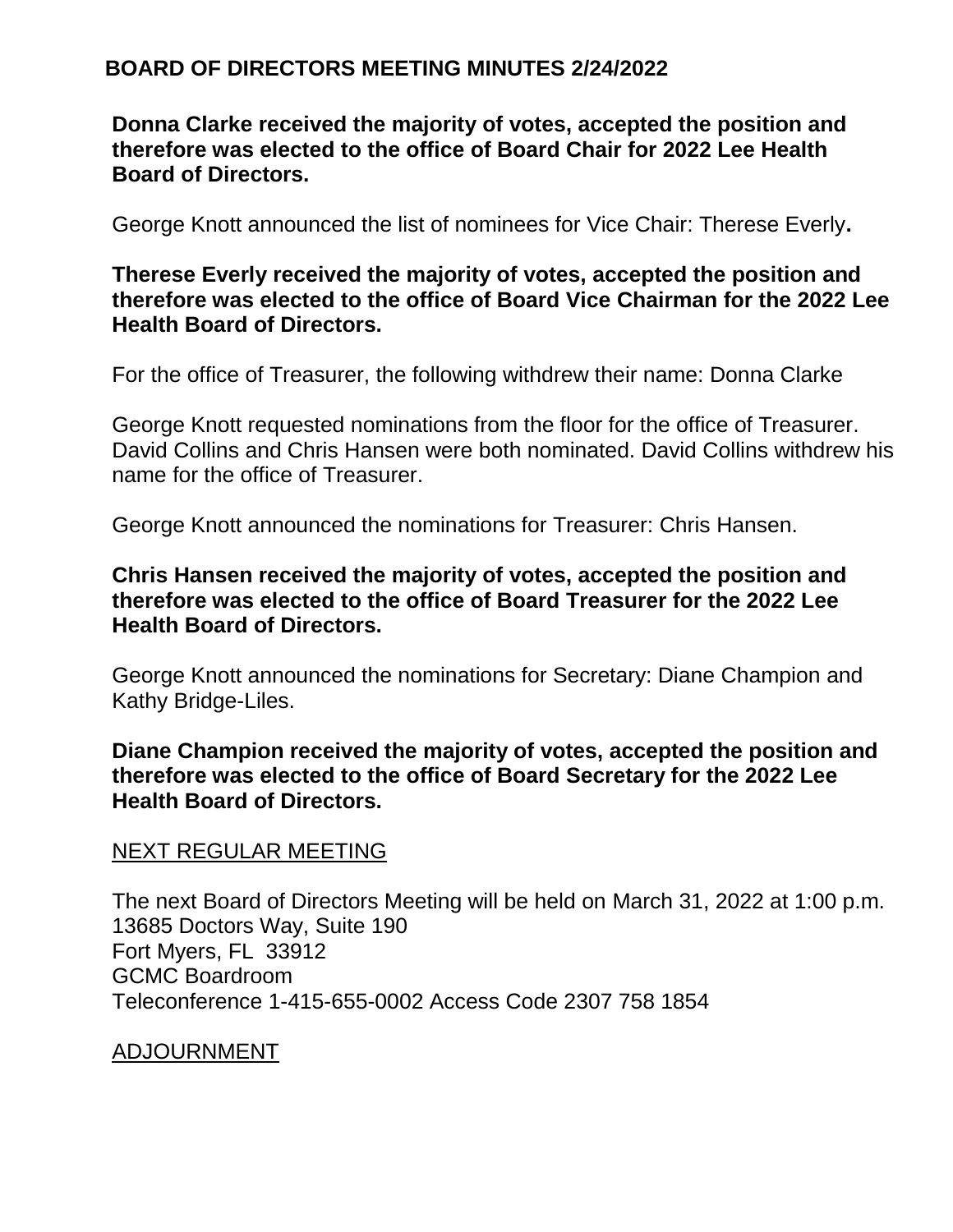**BOARD OF DIRECTORS MEETING MINUTES 2/24/2022**

**Donna Clarke received the majority of votes, accepted the position and therefore was elected to the office of Board Chair for 2022 Lee Health Board of Directors.**

George Knott announced the list of nominees for Vice Chair: Therese Everly**.**

**Therese Everly received the majority of votes, accepted the position and therefore was elected to the office of Board Vice Chairman for the 2022 Lee Health Board of Directors.**

For the office of Treasurer, the following withdrew their name: Donna Clarke

George Knott requested nominations from the floor for the office of Treasurer. David Collins and Chris Hansen were both nominated. David Collins withdrew his name for the office of Treasurer.

George Knott announced the nominations for Treasurer: Chris Hansen.

**Chris Hansen received the majority of votes, accepted the position and therefore was elected to the office of Board Treasurer for the 2022 Lee Health Board of Directors.**

George Knott announced the nominations for Secretary: Diane Champion and Kathy Bridge-Liles.

**Diane Champion received the majority of votes, accepted the position and therefore was elected to the office of Board Secretary for the 2022 Lee Health Board of Directors.**

<u>NEXT REGULAR MEETING</u>

The next Board of Directors Meeting will be held on March 31, 2022 at 1:00 p.m.
13685 Doctors Way, Suite 190
Fort Myers, FL 33912
GCMC Boardroom
Teleconference 1-415-655-0002 Access Code 2307 758 1854

<u>ADJOURNMENT</u>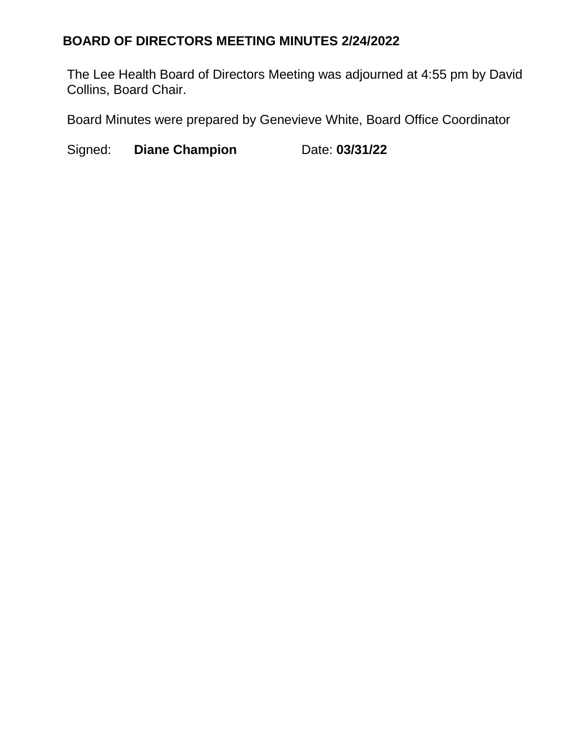**BOARD OF DIRECTORS MEETING MINUTES 2/24/2022**

The Lee Health Board of Directors Meeting was adjourned at 4:55 pm by David Collins, Board Chair.

Board Minutes were prepared by Genevieve White, Board Office Coordinator

Signed: **Diane Champion** Date: **03/31/22**